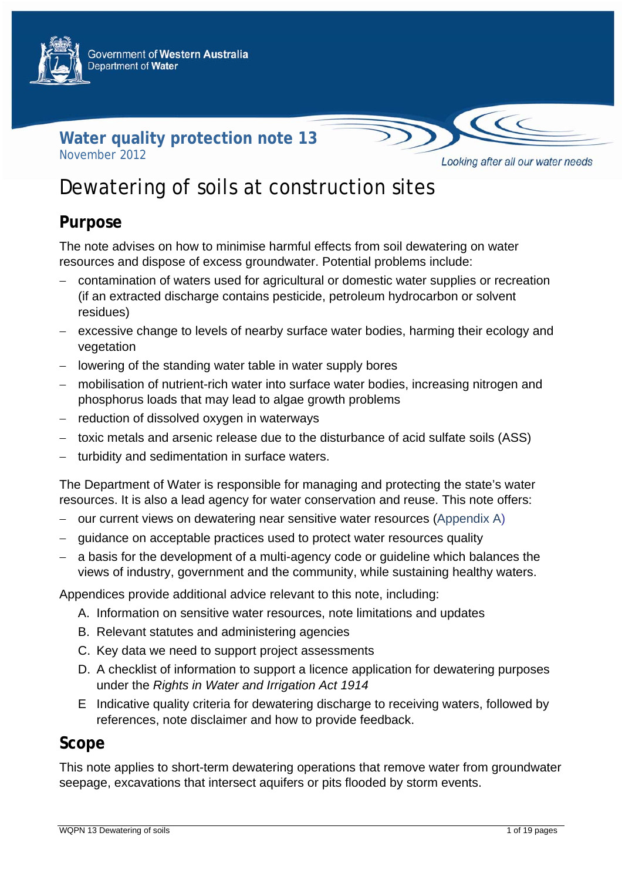Government of Western Australia
Department of Water

**Water quality protection note 13**
November 2012

*Looking after all our water needs*

# Dewatering of soils at construction sites

## Purpose

The note advises on how to minimise harmful effects from soil dewatering on water resources and dispose of excess groundwater. Potential problems include:

- contamination of waters used for agricultural or domestic water supplies or recreation (if an extracted discharge contains pesticide, petroleum hydrocarbon or solvent residues)
- excessive change to levels of nearby surface water bodies, harming their ecology and vegetation
- lowering of the standing water table in water supply bores
- mobilisation of nutrient-rich water into surface water bodies, increasing nitrogen and phosphorus loads that may lead to algae growth problems
- reduction of dissolved oxygen in waterways
- toxic metals and arsenic release due to the disturbance of acid sulfate soils (ASS)
- turbidity and sedimentation in surface waters.

The Department of Water is responsible for managing and protecting the state's water resources. It is also a lead agency for water conservation and reuse. This note offers:

- our current views on dewatering near sensitive water resources (Appendix A)
- guidance on acceptable practices used to protect water resources quality
- a basis for the development of a multi-agency code or guideline which balances the views of industry, government and the community, while sustaining healthy waters.

Appendices provide additional advice relevant to this note, including:

A. Information on sensitive water resources, note limitations and updates
B. Relevant statutes and administering agencies
C. Key data we need to support project assessments
D. A checklist of information to support a licence application for dewatering purposes under the *Rights in Water and Irrigation Act 1914*
E. Indicative quality criteria for dewatering discharge to receiving waters, followed by references, note disclaimer and how to provide feedback.

## Scope

This note applies to short-term dewatering operations that remove water from groundwater seepage, excavations that intersect aquifers or pits flooded by storm events.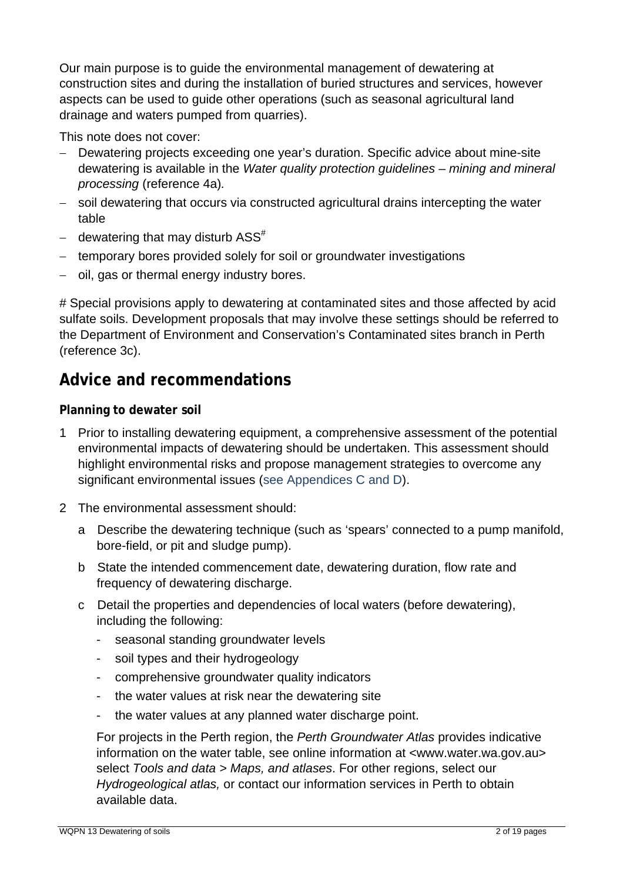Our main purpose is to guide the environmental management of dewatering at construction sites and during the installation of buried structures and services, however aspects can be used to guide other operations (such as seasonal agricultural land drainage and waters pumped from quarries).

This note does not cover:

- Dewatering projects exceeding one year's duration. Specific advice about mine-site dewatering is available in the *Water quality protection guidelines – mining and mineral processing* (reference 4a).
- soil dewatering that occurs via constructed agricultural drains intercepting the water table
- dewatering that may disturb ASS[#]
- temporary bores provided solely for soil or groundwater investigations
- oil, gas or thermal energy industry bores.

# Special provisions apply to dewatering at contaminated sites and those affected by acid sulfate soils. Development proposals that may involve these settings should be referred to the Department of Environment and Conservation's Contaminated sites branch in Perth (reference 3c).

## Advice and recommendations

### Planning to dewater soil

1 Prior to installing dewatering equipment, a comprehensive assessment of the potential environmental impacts of dewatering should be undertaken. This assessment should highlight environmental risks and propose management strategies to overcome any significant environmental issues (see Appendices C and D).

2 The environmental assessment should:

   a Describe the dewatering technique (such as 'spears' connected to a pump manifold, bore-field, or pit and sludge pump).

   b State the intended commencement date, dewatering duration, flow rate and frequency of dewatering discharge.

   c Detail the properties and dependencies of local waters (before dewatering), including the following:

   - seasonal standing groundwater levels
   - soil types and their hydrogeology
   - comprehensive groundwater quality indicators
   - the water values at risk near the dewatering site
   - the water values at any planned water discharge point.

   For projects in the Perth region, the *Perth Groundwater Atlas* provides indicative information on the water table, see online information at <www.water.wa.gov.au> select *Tools and data > Maps, and atlases*. For other regions, select our *Hydrogeological atlas,* or contact our information services in Perth to obtain available data.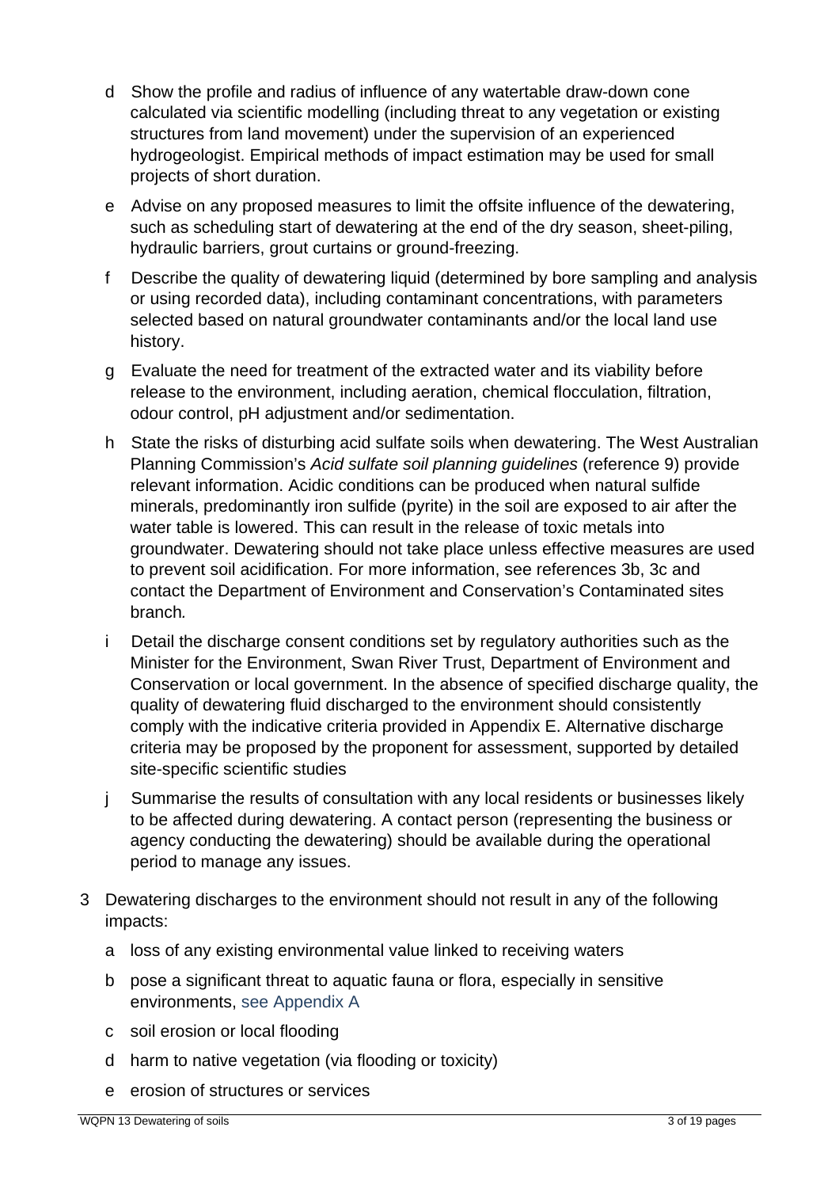d Show the profile and radius of influence of any watertable draw-down cone calculated via scientific modelling (including threat to any vegetation or existing structures from land movement) under the supervision of an experienced hydrogeologist. Empirical methods of impact estimation may be used for small projects of short duration.

e Advise on any proposed measures to limit the offsite influence of the dewatering, such as scheduling start of dewatering at the end of the dry season, sheet-piling, hydraulic barriers, grout curtains or ground-freezing.

f Describe the quality of dewatering liquid (determined by bore sampling and analysis or using recorded data), including contaminant concentrations, with parameters selected based on natural groundwater contaminants and/or the local land use history.

g Evaluate the need for treatment of the extracted water and its viability before release to the environment, including aeration, chemical flocculation, filtration, odour control, pH adjustment and/or sedimentation.

h State the risks of disturbing acid sulfate soils when dewatering. The West Australian Planning Commission's *Acid sulfate soil planning guidelines* (reference 9) provide relevant information. Acidic conditions can be produced when natural sulfide minerals, predominantly iron sulfide (pyrite) in the soil are exposed to air after the water table is lowered. This can result in the release of toxic metals into groundwater. Dewatering should not take place unless effective measures are used to prevent soil acidification. For more information, see references 3b, 3c and contact the Department of Environment and Conservation's Contaminated sites branch.

i Detail the discharge consent conditions set by regulatory authorities such as the Minister for the Environment, Swan River Trust, Department of Environment and Conservation or local government. In the absence of specified discharge quality, the quality of dewatering fluid discharged to the environment should consistently comply with the indicative criteria provided in Appendix E. Alternative discharge criteria may be proposed by the proponent for assessment, supported by detailed site-specific scientific studies

j Summarise the results of consultation with any local residents or businesses likely to be affected during dewatering. A contact person (representing the business or agency conducting the dewatering) should be available during the operational period to manage any issues.

3 Dewatering discharges to the environment should not result in any of the following impacts:

a loss of any existing environmental value linked to receiving waters

b pose a significant threat to aquatic fauna or flora, especially in sensitive environments, see Appendix A

c soil erosion or local flooding

d harm to native vegetation (via flooding or toxicity)

e erosion of structures or services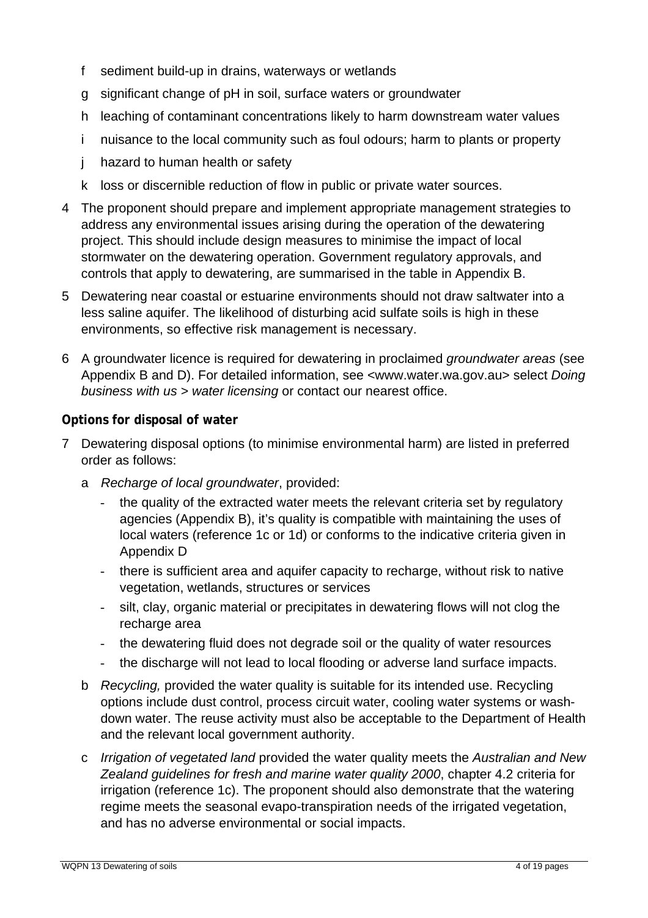f sediment build-up in drains, waterways or wetlands

g significant change of pH in soil, surface waters or groundwater

h leaching of contaminant concentrations likely to harm downstream water values

i nuisance to the local community such as foul odours; harm to plants or property

j hazard to human health or safety

k loss or discernible reduction of flow in public or private water sources.

4 The proponent should prepare and implement appropriate management strategies to address any environmental issues arising during the operation of the dewatering project. This should include design measures to minimise the impact of local stormwater on the dewatering operation. Government regulatory approvals, and controls that apply to dewatering, are summarised in the table in Appendix B.

5 Dewatering near coastal or estuarine environments should not draw saltwater into a less saline aquifer. The likelihood of disturbing acid sulfate soils is high in these environments, so effective risk management is necessary.

6 A groundwater licence is required for dewatering in proclaimed *groundwater areas* (see Appendix B and D). For detailed information, see <www.water.wa.gov.au> select *Doing business with us > water licensing* or contact our nearest office.

**Options for disposal of water**

7 Dewatering disposal options (to minimise environmental harm) are listed in preferred order as follows:

a *Recharge of local groundwater*, provided:

- the quality of the extracted water meets the relevant criteria set by regulatory agencies (Appendix B), it's quality is compatible with maintaining the uses of local waters (reference 1c or 1d) or conforms to the indicative criteria given in Appendix D
- there is sufficient area and aquifer capacity to recharge, without risk to native vegetation, wetlands, structures or services
- silt, clay, organic material or precipitates in dewatering flows will not clog the recharge area
- the dewatering fluid does not degrade soil or the quality of water resources
- the discharge will not lead to local flooding or adverse land surface impacts.

b *Recycling,* provided the water quality is suitable for its intended use. Recycling options include dust control, process circuit water, cooling water systems or wash-down water. The reuse activity must also be acceptable to the Department of Health and the relevant local government authority.

c *Irrigation of vegetated land* provided the water quality meets the *Australian and New Zealand guidelines for fresh and marine water quality 2000*, chapter 4.2 criteria for irrigation (reference 1c). The proponent should also demonstrate that the watering regime meets the seasonal evapo-transpiration needs of the irrigated vegetation, and has no adverse environmental or social impacts.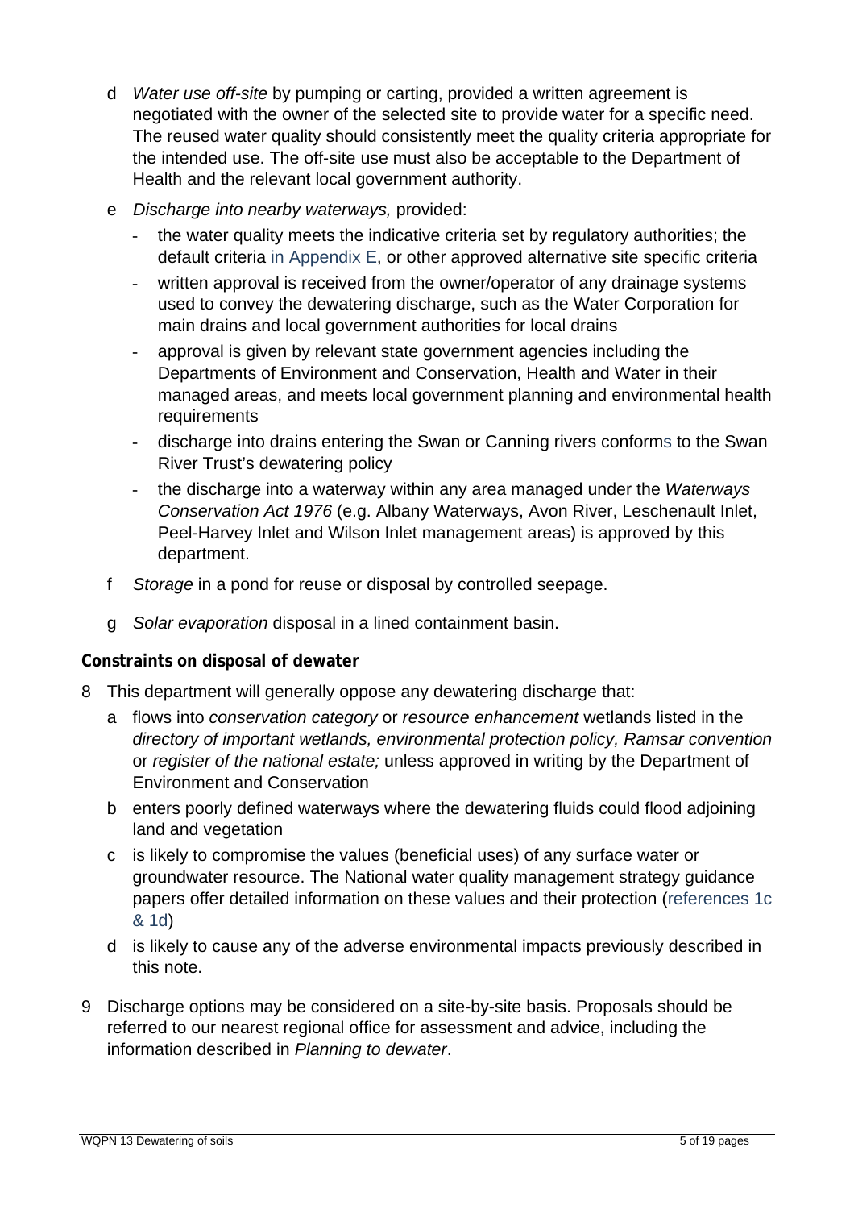d *Water use off-site* by pumping or carting, provided a written agreement is negotiated with the owner of the selected site to provide water for a specific need. The reused water quality should consistently meet the quality criteria appropriate for the intended use. The off-site use must also be acceptable to the Department of Health and the relevant local government authority.

e *Discharge into nearby waterways,* provided:

- the water quality meets the indicative criteria set by regulatory authorities; the default criteria in Appendix E, or other approved alternative site specific criteria
- written approval is received from the owner/operator of any drainage systems used to convey the dewatering discharge, such as the Water Corporation for main drains and local government authorities for local drains
- approval is given by relevant state government agencies including the Departments of Environment and Conservation, Health and Water in their managed areas, and meets local government planning and environmental health requirements
- discharge into drains entering the Swan or Canning rivers conforms to the Swan River Trust's dewatering policy
- the discharge into a waterway within any area managed under the *Waterways Conservation Act 1976* (e.g. Albany Waterways, Avon River, Leschenault Inlet, Peel-Harvey Inlet and Wilson Inlet management areas) is approved by this department.

f *Storage* in a pond for reuse or disposal by controlled seepage.

g *Solar evaporation* disposal in a lined containment basin.

**Constraints on disposal of dewater**

8 This department will generally oppose any dewatering discharge that:

a flows into *conservation category* or *resource enhancement* wetlands listed in the *directory of important wetlands, environmental protection policy, Ramsar convention* or *register of the national estate;* unless approved in writing by the Department of Environment and Conservation

b enters poorly defined waterways where the dewatering fluids could flood adjoining land and vegetation

c is likely to compromise the values (beneficial uses) of any surface water or groundwater resource. The National water quality management strategy guidance papers offer detailed information on these values and their protection (references 1c & 1d)

d is likely to cause any of the adverse environmental impacts previously described in this note.

9 Discharge options may be considered on a site-by-site basis. Proposals should be referred to our nearest regional office for assessment and advice, including the information described in *Planning to dewater*.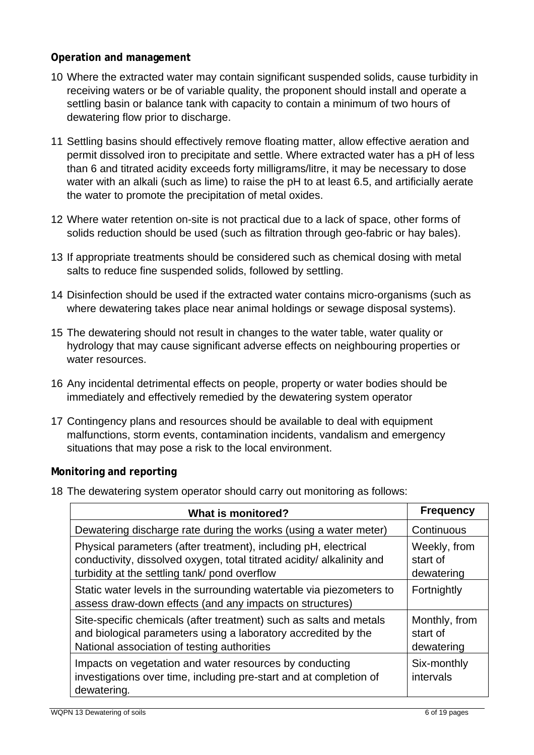**Operation and management**

10 Where the extracted water may contain significant suspended solids, cause turbidity in receiving waters or be of variable quality, the proponent should install and operate a settling basin or balance tank with capacity to contain a minimum of two hours of dewatering flow prior to discharge.

11 Settling basins should effectively remove floating matter, allow effective aeration and permit dissolved iron to precipitate and settle. Where extracted water has a pH of less than 6 and titrated acidity exceeds forty milligrams/litre, it may be necessary to dose water with an alkali (such as lime) to raise the pH to at least 6.5, and artificially aerate the water to promote the precipitation of metal oxides.

12 Where water retention on-site is not practical due to a lack of space, other forms of solids reduction should be used (such as filtration through geo-fabric or hay bales).

13 If appropriate treatments should be considered such as chemical dosing with metal salts to reduce fine suspended solids, followed by settling.

14 Disinfection should be used if the extracted water contains micro-organisms (such as where dewatering takes place near animal holdings or sewage disposal systems).

15 The dewatering should not result in changes to the water table, water quality or hydrology that may cause significant adverse effects on neighbouring properties or water resources.

16 Any incidental detrimental effects on people, property or water bodies should be immediately and effectively remedied by the dewatering system operator

17 Contingency plans and resources should be available to deal with equipment malfunctions, storm events, contamination incidents, vandalism and emergency situations that may pose a risk to the local environment.

**Monitoring and reporting**

18 The dewatering system operator should carry out monitoring as follows:

| What is monitored? | Frequency |
|---|---|
| Dewatering discharge rate during the works (using a water meter) | Continuous |
| Physical parameters (after treatment), including pH, electrical conductivity, dissolved oxygen, total titrated acidity/ alkalinity and turbidity at the settling tank/ pond overflow | Weekly, from start of dewatering |
| Static water levels in the surrounding watertable via piezometers to assess draw-down effects (and any impacts on structures) | Fortnightly |
| Site-specific chemicals (after treatment) such as salts and metals and biological parameters using a laboratory accredited by the National association of testing authorities | Monthly, from start of dewatering |
| Impacts on vegetation and water resources by conducting investigations over time, including pre-start and at completion of dewatering. | Six-monthly intervals |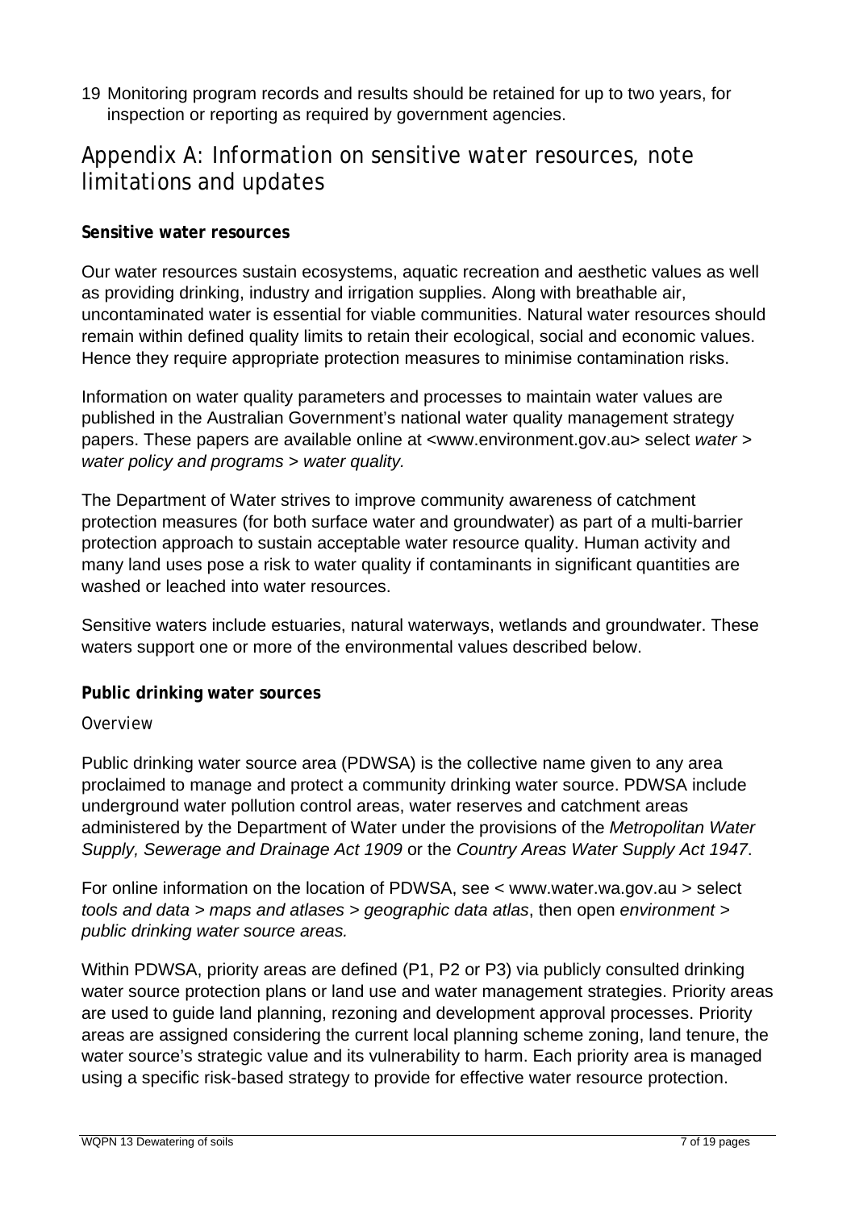19 Monitoring program records and results should be retained for up to two years, for inspection or reporting as required by government agencies.

## Appendix A: Information on sensitive water resources, note limitations and updates

**Sensitive water resources**

Our water resources sustain ecosystems, aquatic recreation and aesthetic values as well as providing drinking, industry and irrigation supplies. Along with breathable air, uncontaminated water is essential for viable communities. Natural water resources should remain within defined quality limits to retain their ecological, social and economic values. Hence they require appropriate protection measures to minimise contamination risks.

Information on water quality parameters and processes to maintain water values are published in the Australian Government's national water quality management strategy papers. These papers are available online at <www.environment.gov.au> select *water > water policy and programs > water quality.*

The Department of Water strives to improve community awareness of catchment protection measures (for both surface water and groundwater) as part of a multi-barrier protection approach to sustain acceptable water resource quality. Human activity and many land uses pose a risk to water quality if contaminants in significant quantities are washed or leached into water resources.

Sensitive waters include estuaries, natural waterways, wetlands and groundwater. These waters support one or more of the environmental values described below.

**Public drinking water sources**

*Overview*

Public drinking water source area (PDWSA) is the collective name given to any area proclaimed to manage and protect a community drinking water source. PDWSA include underground water pollution control areas, water reserves and catchment areas administered by the Department of Water under the provisions of the *Metropolitan Water Supply, Sewerage and Drainage Act 1909* or the *Country Areas Water Supply Act 1947*.

For online information on the location of PDWSA, see < www.water.wa.gov.au > select *tools and data > maps and atlases > geographic data atlas*, then open *environment > public drinking water source areas.*

Within PDWSA, priority areas are defined (P1, P2 or P3) via publicly consulted drinking water source protection plans or land use and water management strategies. Priority areas are used to guide land planning, rezoning and development approval processes. Priority areas are assigned considering the current local planning scheme zoning, land tenure, the water source's strategic value and its vulnerability to harm. Each priority area is managed using a specific risk-based strategy to provide for effective water resource protection.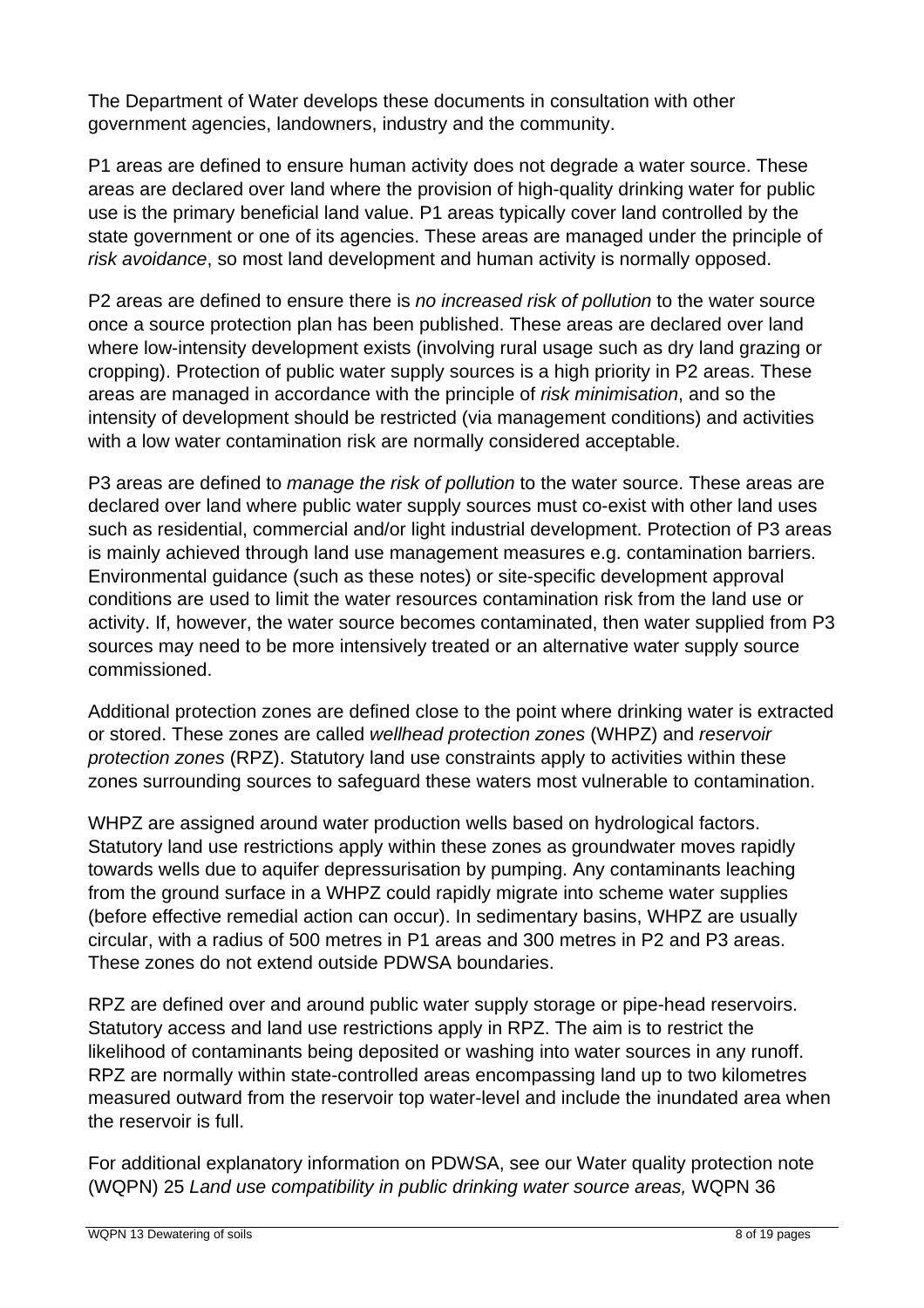The Department of Water develops these documents in consultation with other government agencies, landowners, industry and the community.

P1 areas are defined to ensure human activity does not degrade a water source. These areas are declared over land where the provision of high-quality drinking water for public use is the primary beneficial land value. P1 areas typically cover land controlled by the state government or one of its agencies. These areas are managed under the principle of *risk avoidance*, so most land development and human activity is normally opposed.

P2 areas are defined to ensure there is *no increased risk of pollution* to the water source once a source protection plan has been published. These areas are declared over land where low-intensity development exists (involving rural usage such as dry land grazing or cropping). Protection of public water supply sources is a high priority in P2 areas. These areas are managed in accordance with the principle of *risk minimisation*, and so the intensity of development should be restricted (via management conditions) and activities with a low water contamination risk are normally considered acceptable.

P3 areas are defined to *manage the risk of pollution* to the water source. These areas are declared over land where public water supply sources must co-exist with other land uses such as residential, commercial and/or light industrial development. Protection of P3 areas is mainly achieved through land use management measures e.g. contamination barriers. Environmental guidance (such as these notes) or site-specific development approval conditions are used to limit the water resources contamination risk from the land use or activity. If, however, the water source becomes contaminated, then water supplied from P3 sources may need to be more intensively treated or an alternative water supply source commissioned.

Additional protection zones are defined close to the point where drinking water is extracted or stored. These zones are called *wellhead protection zones* (WHPZ) and *reservoir protection zones* (RPZ). Statutory land use constraints apply to activities within these zones surrounding sources to safeguard these waters most vulnerable to contamination.

WHPZ are assigned around water production wells based on hydrological factors. Statutory land use restrictions apply within these zones as groundwater moves rapidly towards wells due to aquifer depressurisation by pumping. Any contaminants leaching from the ground surface in a WHPZ could rapidly migrate into scheme water supplies (before effective remedial action can occur). In sedimentary basins, WHPZ are usually circular, with a radius of 500 metres in P1 areas and 300 metres in P2 and P3 areas. These zones do not extend outside PDWSA boundaries.

RPZ are defined over and around public water supply storage or pipe-head reservoirs. Statutory access and land use restrictions apply in RPZ. The aim is to restrict the likelihood of contaminants being deposited or washing into water sources in any runoff. RPZ are normally within state-controlled areas encompassing land up to two kilometres measured outward from the reservoir top water-level and include the inundated area when the reservoir is full.

For additional explanatory information on PDWSA, see our Water quality protection note (WQPN) 25 *Land use compatibility in public drinking water source areas,* WQPN 36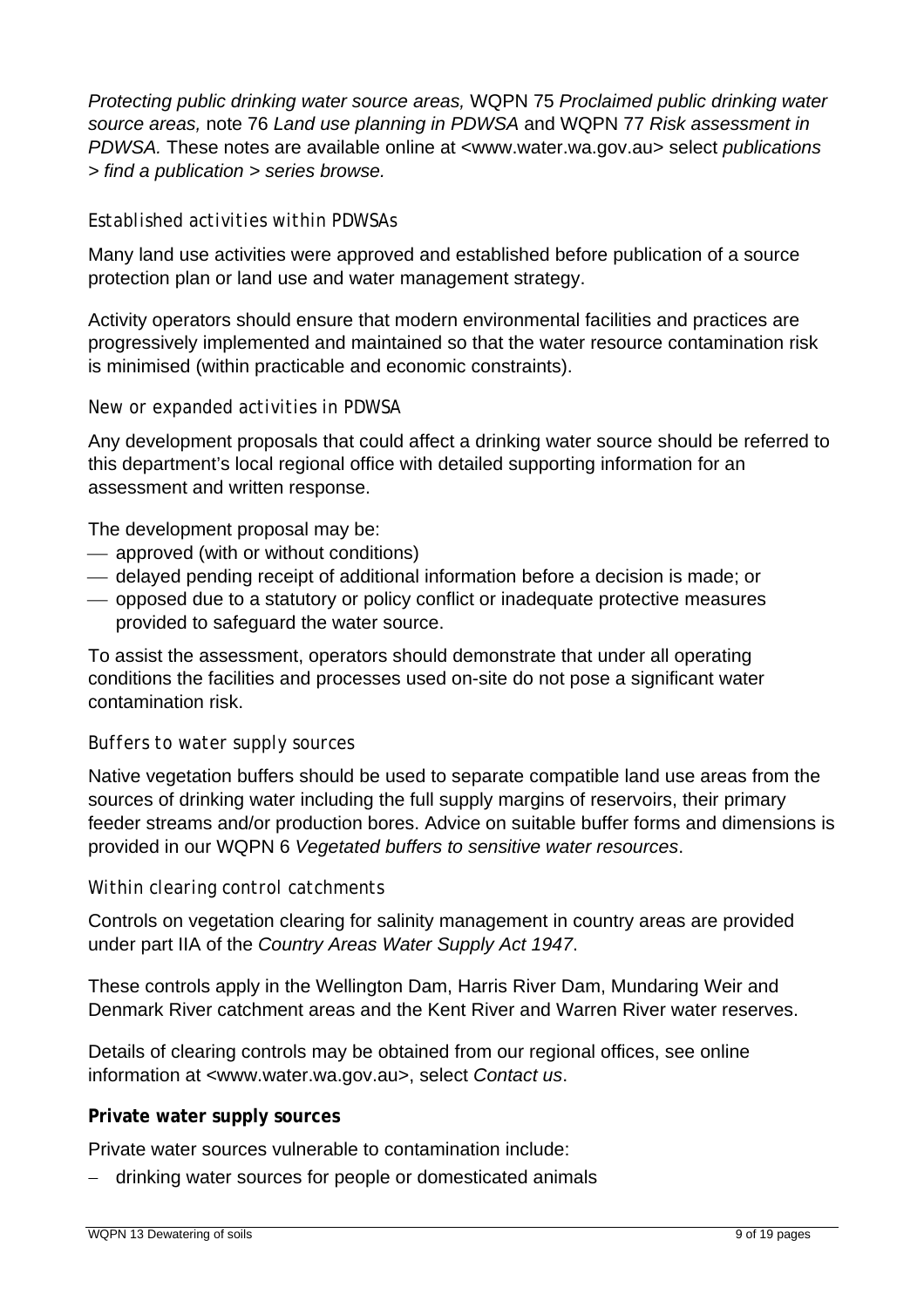*Protecting public drinking water source areas,* WQPN 75 *Proclaimed public drinking water source areas,* note 76 *Land use planning in PDWSA* and WQPN 77 *Risk assessment in PDWSA.* These notes are available online at <www.water.wa.gov.au> select *publications > find a publication > series browse.*

#### Established activities within PDWSAs

Many land use activities were approved and established before publication of a source protection plan or land use and water management strategy.

Activity operators should ensure that modern environmental facilities and practices are progressively implemented and maintained so that the water resource contamination risk is minimised (within practicable and economic constraints).

#### New or expanded activities in PDWSA

Any development proposals that could affect a drinking water source should be referred to this department's local regional office with detailed supporting information for an assessment and written response.

The development proposal may be:

- approved (with or without conditions)
- delayed pending receipt of additional information before a decision is made; or
- opposed due to a statutory or policy conflict or inadequate protective measures provided to safeguard the water source.

To assist the assessment, operators should demonstrate that under all operating conditions the facilities and processes used on-site do not pose a significant water contamination risk.

#### Buffers to water supply sources

Native vegetation buffers should be used to separate compatible land use areas from the sources of drinking water including the full supply margins of reservoirs, their primary feeder streams and/or production bores. Advice on suitable buffer forms and dimensions is provided in our WQPN 6 *Vegetated buffers to sensitive water resources*.

#### Within clearing control catchments

Controls on vegetation clearing for salinity management in country areas are provided under part IIA of the *Country Areas Water Supply Act 1947*.

These controls apply in the Wellington Dam, Harris River Dam, Mundaring Weir and Denmark River catchment areas and the Kent River and Warren River water reserves.

Details of clearing controls may be obtained from our regional offices, see online information at <www.water.wa.gov.au>, select *Contact us*.

### Private water supply sources

Private water sources vulnerable to contamination include:

- drinking water sources for people or domesticated animals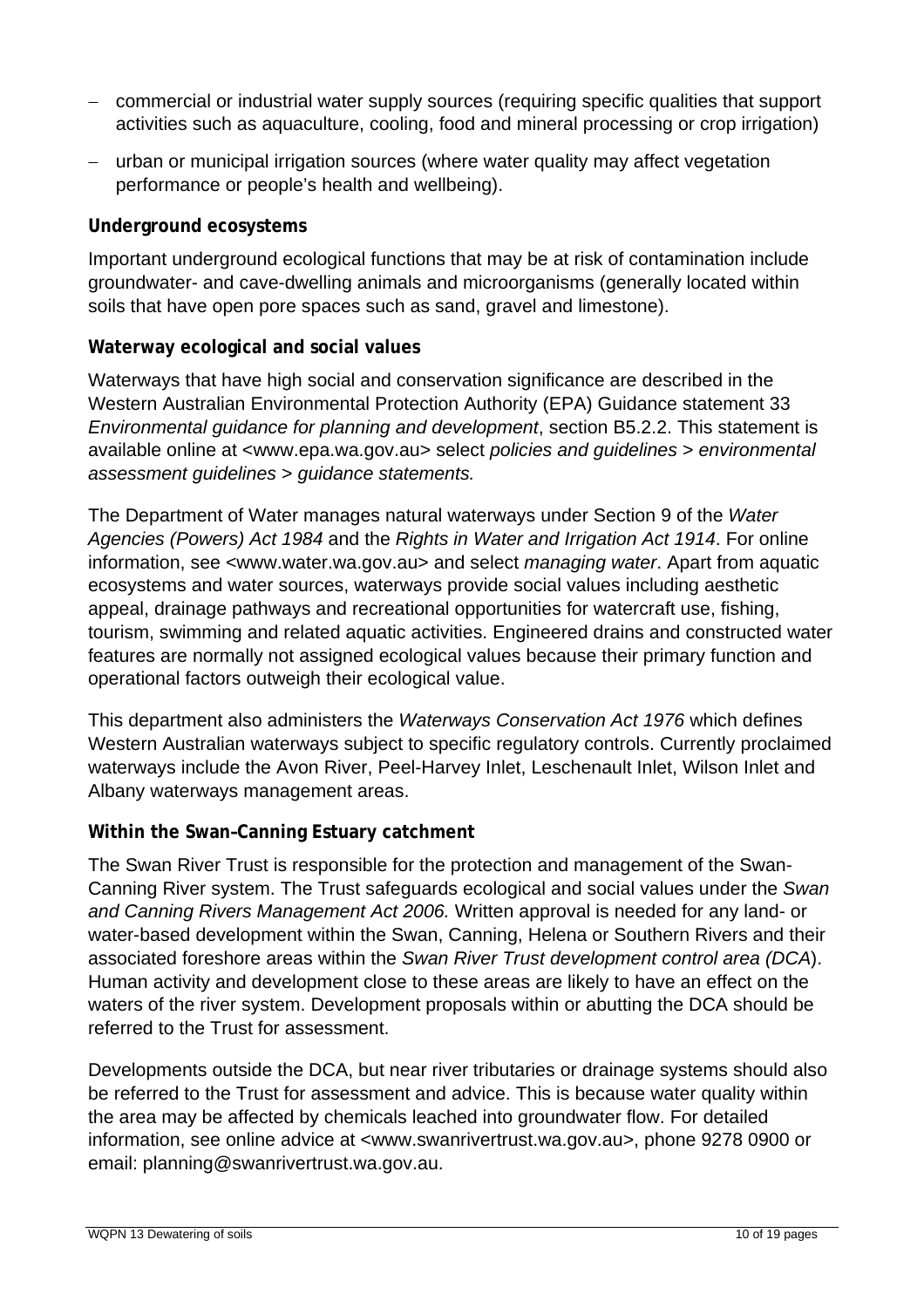- commercial or industrial water supply sources (requiring specific qualities that support activities such as aquaculture, cooling, food and mineral processing or crop irrigation)
- urban or municipal irrigation sources (where water quality may affect vegetation performance or people's health and wellbeing).

**Underground ecosystems**

Important underground ecological functions that may be at risk of contamination include groundwater- and cave-dwelling animals and microorganisms (generally located within soils that have open pore spaces such as sand, gravel and limestone).

**Waterway ecological and social values**

Waterways that have high social and conservation significance are described in the Western Australian Environmental Protection Authority (EPA) Guidance statement 33 *Environmental guidance for planning and development*, section B5.2.2. This statement is available online at <www.epa.wa.gov.au> select *policies and guidelines > environmental assessment guidelines > guidance statements.*

The Department of Water manages natural waterways under Section 9 of the *Water Agencies (Powers) Act 1984* and the *Rights in Water and Irrigation Act 1914*. For online information, see <www.water.wa.gov.au> and select *managing water*. Apart from aquatic ecosystems and water sources, waterways provide social values including aesthetic appeal, drainage pathways and recreational opportunities for watercraft use, fishing, tourism, swimming and related aquatic activities. Engineered drains and constructed water features are normally not assigned ecological values because their primary function and operational factors outweigh their ecological value.

This department also administers the *Waterways Conservation Act 1976* which defines Western Australian waterways subject to specific regulatory controls. Currently proclaimed waterways include the Avon River, Peel-Harvey Inlet, Leschenault Inlet, Wilson Inlet and Albany waterways management areas.

**Within the Swan–Canning Estuary catchment**

The Swan River Trust is responsible for the protection and management of the Swan-Canning River system. The Trust safeguards ecological and social values under the *Swan and Canning Rivers Management Act 2006.* Written approval is needed for any land- or water-based development within the Swan, Canning, Helena or Southern Rivers and their associated foreshore areas within the *Swan River Trust development control area (DCA*). Human activity and development close to these areas are likely to have an effect on the waters of the river system. Development proposals within or abutting the DCA should be referred to the Trust for assessment.

Developments outside the DCA, but near river tributaries or drainage systems should also be referred to the Trust for assessment and advice. This is because water quality within the area may be affected by chemicals leached into groundwater flow. For detailed information, see online advice at <www.swanrivertrust.wa.gov.au>, phone 9278 0900 or email: planning@swanrivertrust.wa.gov.au.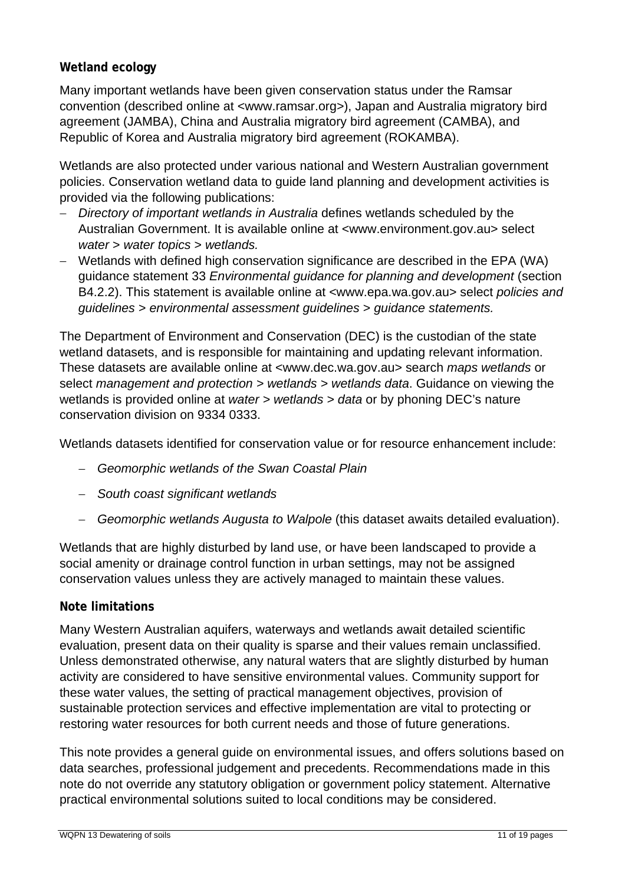**Wetland ecology**

Many important wetlands have been given conservation status under the Ramsar convention (described online at <www.ramsar.org>), Japan and Australia migratory bird agreement (JAMBA), China and Australia migratory bird agreement (CAMBA), and Republic of Korea and Australia migratory bird agreement (ROKAMBA).

Wetlands are also protected under various national and Western Australian government policies. Conservation wetland data to guide land planning and development activities is provided via the following publications:

- *Directory of important wetlands in Australia* defines wetlands scheduled by the Australian Government. It is available online at <www.environment.gov.au> select *water > water topics > wetlands.*
- Wetlands with defined high conservation significance are described in the EPA (WA) guidance statement 33 *Environmental guidance for planning and development* (section B4.2.2). This statement is available online at <www.epa.wa.gov.au> select *policies and guidelines > environmental assessment guidelines > guidance statements.*

The Department of Environment and Conservation (DEC) is the custodian of the state wetland datasets, and is responsible for maintaining and updating relevant information. These datasets are available online at <www.dec.wa.gov.au> search *maps wetlands* or select *management and protection > wetlands > wetlands data*. Guidance on viewing the wetlands is provided online at *water > wetlands > data* or by phoning DEC's nature conservation division on 9334 0333.

Wetlands datasets identified for conservation value or for resource enhancement include:

- *Geomorphic wetlands of the Swan Coastal Plain*
- *South coast significant wetlands*
- *Geomorphic wetlands Augusta to Walpole* (this dataset awaits detailed evaluation).

Wetlands that are highly disturbed by land use, or have been landscaped to provide a social amenity or drainage control function in urban settings, may not be assigned conservation values unless they are actively managed to maintain these values.

**Note limitations**

Many Western Australian aquifers, waterways and wetlands await detailed scientific evaluation, present data on their quality is sparse and their values remain unclassified. Unless demonstrated otherwise, any natural waters that are slightly disturbed by human activity are considered to have sensitive environmental values. Community support for these water values, the setting of practical management objectives, provision of sustainable protection services and effective implementation are vital to protecting or restoring water resources for both current needs and those of future generations.

This note provides a general guide on environmental issues, and offers solutions based on data searches, professional judgement and precedents. Recommendations made in this note do not override any statutory obligation or government policy statement. Alternative practical environmental solutions suited to local conditions may be considered.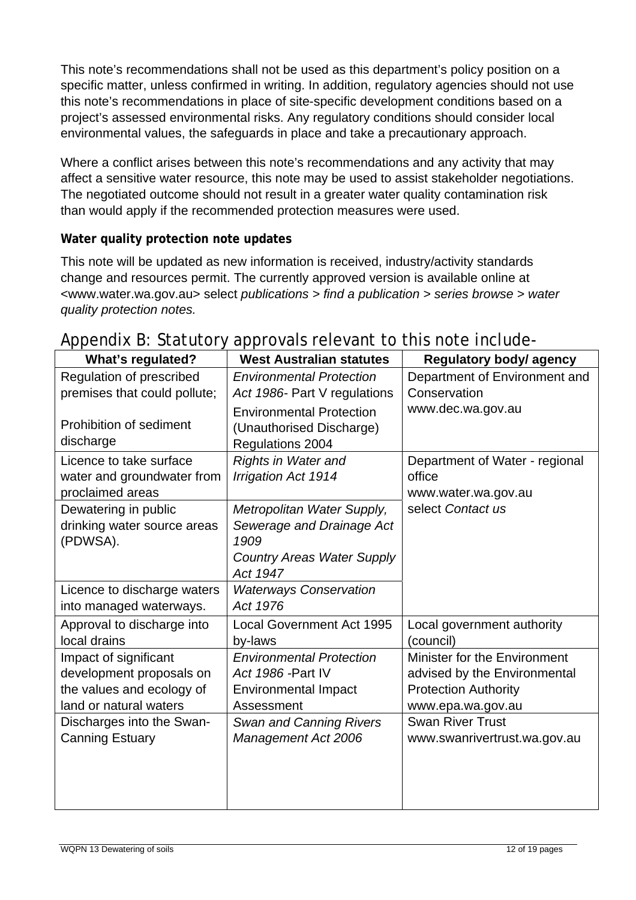This note's recommendations shall not be used as this department's policy position on a specific matter, unless confirmed in writing. In addition, regulatory agencies should not use this note's recommendations in place of site-specific development conditions based on a project's assessed environmental risks. Any regulatory conditions should consider local environmental values, the safeguards in place and take a precautionary approach.

Where a conflict arises between this note's recommendations and any activity that may affect a sensitive water resource, this note may be used to assist stakeholder negotiations. The negotiated outcome should not result in a greater water quality contamination risk than would apply if the recommended protection measures were used.

**Water quality protection note updates**

This note will be updated as new information is received, industry/activity standards change and resources permit. The currently approved version is available online at <www.water.wa.gov.au> select *publications > find a publication > series browse > water quality protection notes.*

## Appendix B: Statutory approvals relevant to this note include-

| What's regulated? | West Australian statutes | Regulatory body/ agency |
|---|---|---|
| Regulation of prescribed premises that could pollute; Prohibition of sediment discharge | *Environmental Protection Act 1986*- Part V regulations Environmental Protection (Unauthorised Discharge) Regulations 2004 | Department of Environment and Conservation www.dec.wa.gov.au |
| Licence to take surface water and groundwater from proclaimed areas | *Rights in Water and Irrigation Act 1914* | Department of Water - regional office www.water.wa.gov.au select *Contact us* |
| Dewatering in public drinking water source areas (PDWSA). | *Metropolitan Water Supply, Sewerage and Drainage Act 1909* *Country Areas Water Supply Act 1947* | |
| Licence to discharge waters into managed waterways. | *Waterways Conservation Act 1976* | |
| Approval to discharge into local drains | Local Government Act 1995 by-laws | Local government authority (council) |
| Impact of significant development proposals on the values and ecology of land or natural waters | *Environmental Protection Act 1986* -Part IV Environmental Impact Assessment | Minister for the Environment advised by the Environmental Protection Authority www.epa.wa.gov.au |
| Discharges into the Swan-Canning Estuary | *Swan and Canning Rivers Management Act 2006* | Swan River Trust www.swanrivertrust.wa.gov.au |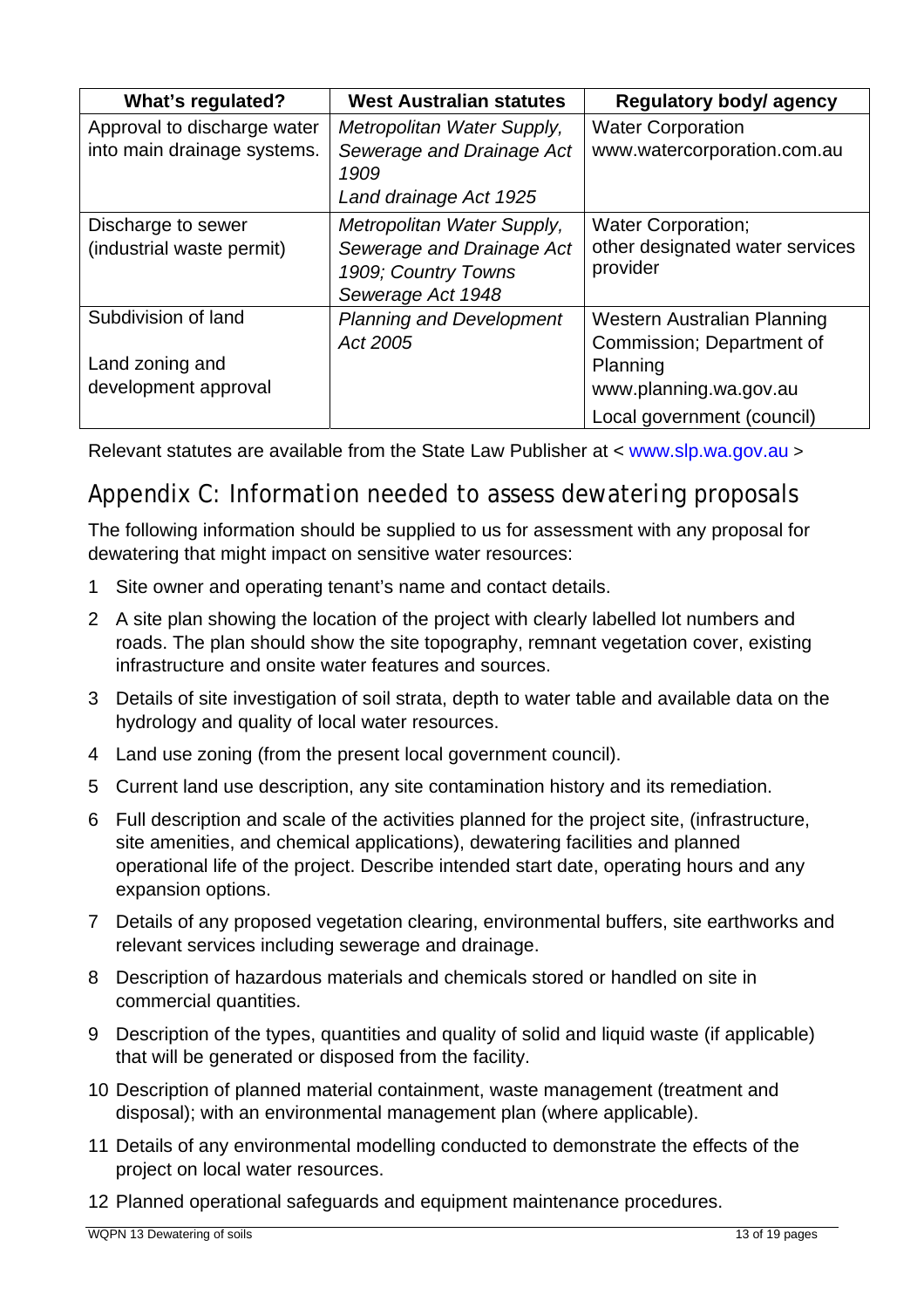| What's regulated? | West Australian statutes | Regulatory body/ agency |
| --- | --- | --- |
| Approval to discharge water into main drainage systems. | *Metropolitan Water Supply, Sewerage and Drainage Act 1909*<br>*Land drainage Act 1925* | Water Corporation<br>www.watercorporation.com.au |
| Discharge to sewer (industrial waste permit) | *Metropolitan Water Supply, Sewerage and Drainage Act 1909; Country Towns Sewerage Act 1948* | Water Corporation;<br>other designated water services provider |
| Subdivision of land<br><br>Land zoning and development approval | *Planning and Development Act 2005* | Western Australian Planning Commission; Department of Planning<br>www.planning.wa.gov.au<br>Local government (council) |

Relevant statutes are available from the State Law Publisher at < www.slp.wa.gov.au >

## Appendix C: Information needed to assess dewatering proposals

The following information should be supplied to us for assessment with any proposal for dewatering that might impact on sensitive water resources:

1. Site owner and operating tenant's name and contact details.
2. A site plan showing the location of the project with clearly labelled lot numbers and roads. The plan should show the site topography, remnant vegetation cover, existing infrastructure and onsite water features and sources.
3. Details of site investigation of soil strata, depth to water table and available data on the hydrology and quality of local water resources.
4. Land use zoning (from the present local government council).
5. Current land use description, any site contamination history and its remediation.
6. Full description and scale of the activities planned for the project site, (infrastructure, site amenities, and chemical applications), dewatering facilities and planned operational life of the project. Describe intended start date, operating hours and any expansion options.
7. Details of any proposed vegetation clearing, environmental buffers, site earthworks and relevant services including sewerage and drainage.
8. Description of hazardous materials and chemicals stored or handled on site in commercial quantities.
9. Description of the types, quantities and quality of solid and liquid waste (if applicable) that will be generated or disposed from the facility.
10. Description of planned material containment, waste management (treatment and disposal); with an environmental management plan (where applicable).
11. Details of any environmental modelling conducted to demonstrate the effects of the project on local water resources.
12. Planned operational safeguards and equipment maintenance procedures.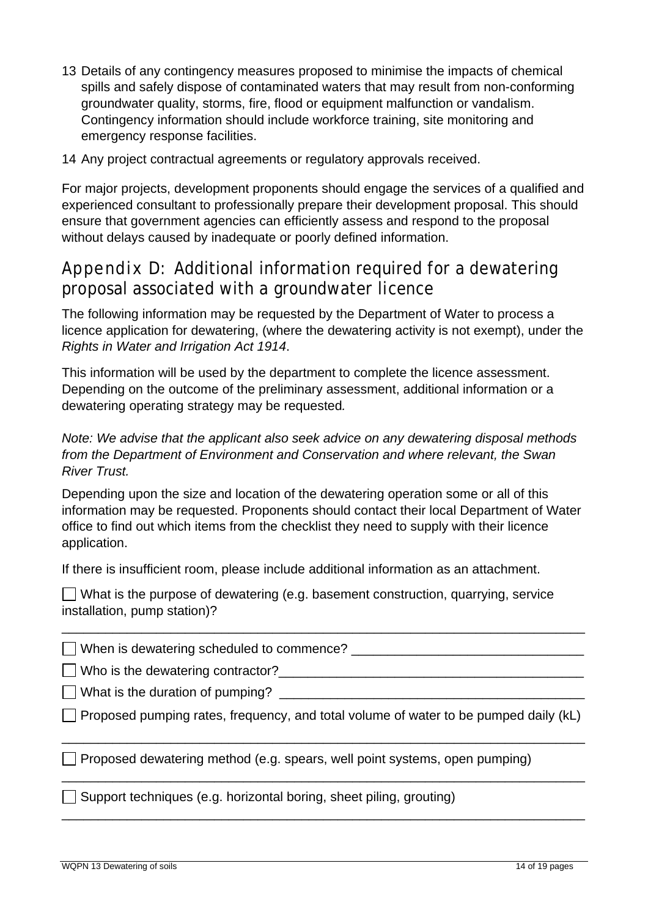13 Details of any contingency measures proposed to minimise the impacts of chemical spills and safely dispose of contaminated waters that may result from non-conforming groundwater quality, storms, fire, flood or equipment malfunction or vandalism. Contingency information should include workforce training, site monitoring and emergency response facilities.

14 Any project contractual agreements or regulatory approvals received.

For major projects, development proponents should engage the services of a qualified and experienced consultant to professionally prepare their development proposal. This should ensure that government agencies can efficiently assess and respond to the proposal without delays caused by inadequate or poorly defined information.

## Appendix D: Additional information required for a dewatering proposal associated with a groundwater licence

The following information may be requested by the Department of Water to process a licence application for dewatering, (where the dewatering activity is not exempt), under the *Rights in Water and Irrigation Act 1914*.

This information will be used by the department to complete the licence assessment. Depending on the outcome of the preliminary assessment, additional information or a dewatering operating strategy may be requested.

*Note: We advise that the applicant also seek advice on any dewatering disposal methods from the Department of Environment and Conservation and where relevant, the Swan River Trust.*

Depending upon the size and location of the dewatering operation some or all of this information may be requested. Proponents should contact their local Department of Water office to find out which items from the checklist they need to supply with their licence application.

If there is insufficient room, please include additional information as an attachment.

☐ What is the purpose of dewatering (e.g. basement construction, quarrying, service installation, pump station)?

______________________________________________________________________

☐ When is dewatering scheduled to commence? ______________________________

☐ Who is the dewatering contractor?_______________________________________

☐ What is the duration of pumping? _______________________________________

☐ Proposed pumping rates, frequency, and total volume of water to be pumped daily (kL)

______________________________________________________________________

☐ Proposed dewatering method (e.g. spears, well point systems, open pumping)

______________________________________________________________________

☐ Support techniques (e.g. horizontal boring, sheet piling, grouting)

______________________________________________________________________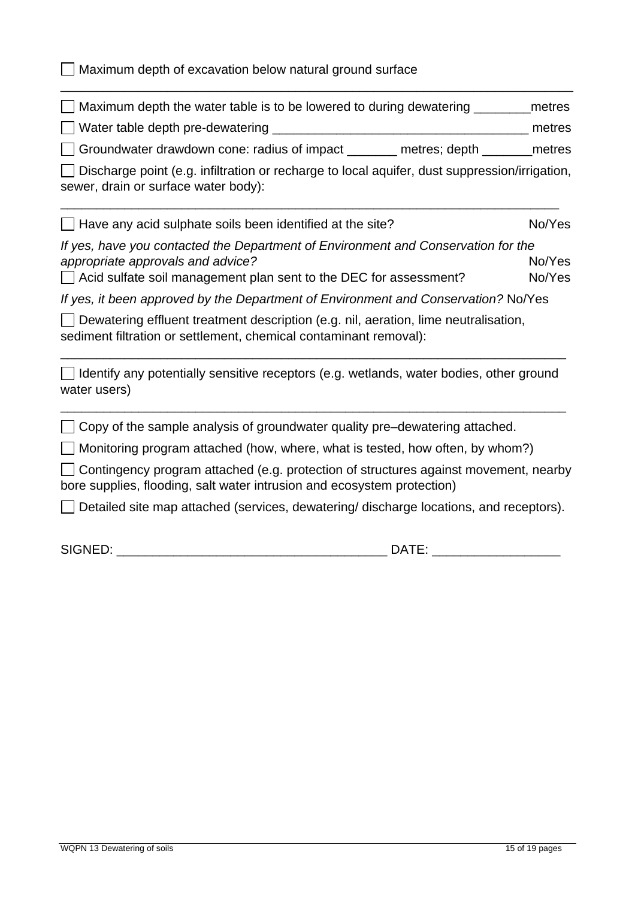☐ Maximum depth of excavation below natural ground surface

______________________________________________________________________

☐ Maximum depth the water table is to be lowered to during dewatering ________metres

☐ Water table depth pre-dewatering ___________________________________ metres

☐ Groundwater drawdown cone: radius of impact _______ metres; depth _______metres

☐ Discharge point (e.g. infiltration or recharge to local aquifer, dust suppression/irrigation, sewer, drain or surface water body):

______________________________________________________________________

☐ Have any acid sulphate soils been identified at the site? No/Yes

*If yes, have you contacted the Department of Environment and Conservation for the appropriate approvals and advice?* No/Yes

☐ Acid sulfate soil management plan sent to the DEC for assessment? No/Yes

*If yes, it been approved by the Department of Environment and Conservation?* No/Yes

☐ Dewatering effluent treatment description (e.g. nil, aeration, lime neutralisation, sediment filtration or settlement, chemical contaminant removal):

______________________________________________________________________

☐ Identify any potentially sensitive receptors (e.g. wetlands, water bodies, other ground water users)

______________________________________________________________________

☐ Copy of the sample analysis of groundwater quality pre–dewatering attached.

☐ Monitoring program attached (how, where, what is tested, how often, by whom?)

☐ Contingency program attached (e.g. protection of structures against movement, nearby bore supplies, flooding, salt water intrusion and ecosystem protection)

☐ Detailed site map attached (services, dewatering/ discharge locations, and receptors).

SIGNED: _____________________________________ DATE: _________________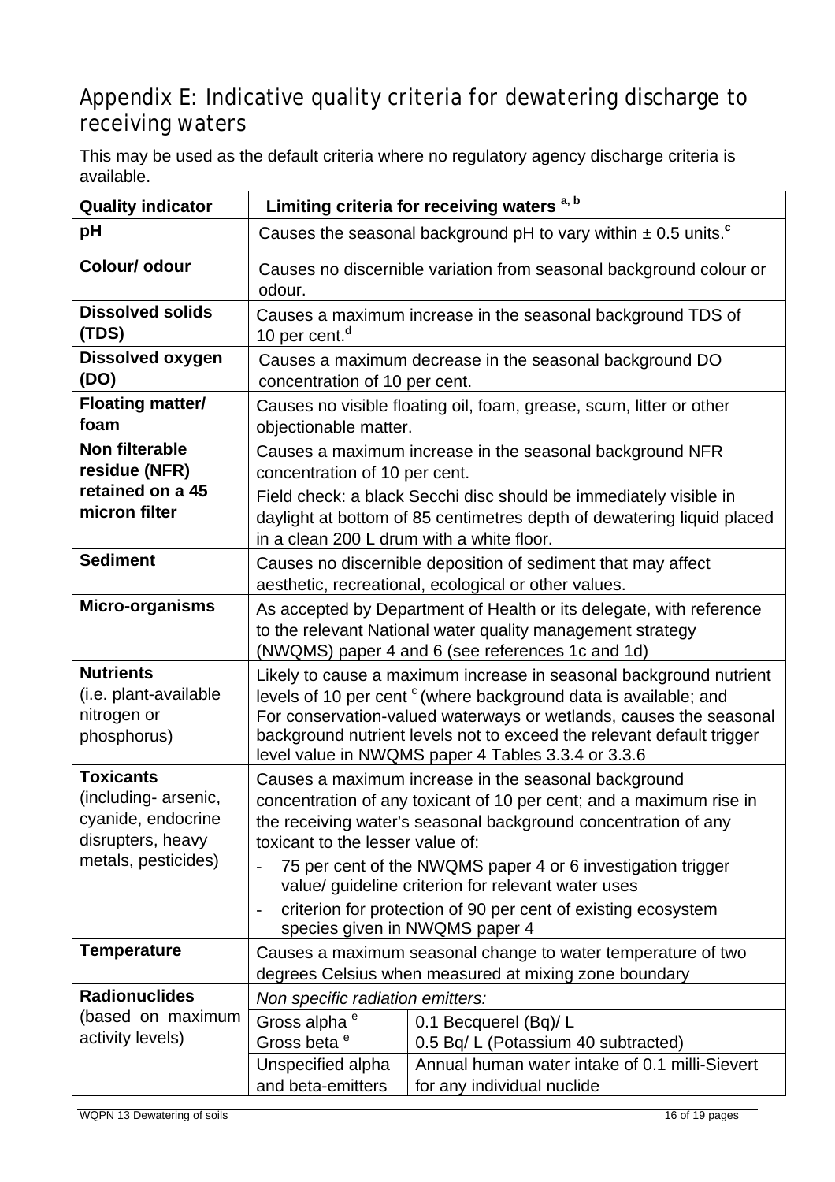## Appendix E: Indicative quality criteria for dewatering discharge to receiving waters

This may be used as the default criteria where no regulatory agency discharge criteria is available.

| Quality indicator | Limiting criteria for receiving waters [a, b] | |
|---|---|---|
| **pH** | Causes the seasonal background pH to vary within ± 0.5 units.[c] | |
| **Colour/ odour** | Causes no discernible variation from seasonal background colour or odour. | |
| **Dissolved solids (TDS)** | Causes a maximum increase in the seasonal background TDS of 10 per cent.[d] | |
| **Dissolved oxygen (DO)** | Causes a maximum decrease in the seasonal background DO concentration of 10 per cent. | |
| **Floating matter/ foam** | Causes no visible floating oil, foam, grease, scum, litter or other objectionable matter. | |
| **Non filterable residue (NFR) retained on a 45 micron filter** | Causes a maximum increase in the seasonal background NFR concentration of 10 per cent.<br>Field check: a black Secchi disc should be immediately visible in daylight at bottom of 85 centimetres depth of dewatering liquid placed in a clean 200 L drum with a white floor. | |
| **Sediment** | Causes no discernible deposition of sediment that may affect aesthetic, recreational, ecological or other values. | |
| **Micro-organisms** | As accepted by Department of Health or its delegate, with reference to the relevant National water quality management strategy (NWQMS) paper 4 and 6 (see references 1c and 1d) | |
| **Nutrients** (i.e. plant-available nitrogen or phosphorus) | Likely to cause a maximum increase in seasonal background nutrient levels of 10 per cent [c] (where background data is available; and For conservation-valued waterways or wetlands, causes the seasonal background nutrient levels not to exceed the relevant default trigger level value in NWQMS paper 4 Tables 3.3.4 or 3.3.6 | |
| **Toxicants** (including- arsenic, cyanide, endocrine disrupters, heavy metals, pesticides) | Causes a maximum increase in the seasonal background concentration of any toxicant of 10 per cent; and a maximum rise in the receiving water's seasonal background concentration of any toxicant to the lesser value of:<br>- 75 per cent of the NWQMS paper 4 or 6 investigation trigger value/ guideline criterion for relevant water uses<br>- criterion for protection of 90 per cent of existing ecosystem species given in NWQMS paper 4 | |
| **Temperature** | Causes a maximum seasonal change to water temperature of two degrees Celsius when measured at mixing zone boundary | |
| **Radionuclides** (based on maximum activity levels) | *Non specific radiation emitters:* | |
| | Gross alpha [e]<br>Gross beta [e] | 0.1 Becquerel (Bq)/ L<br>0.5 Bq/ L (Potassium 40 subtracted) |
| | Unspecified alpha and beta-emitters | Annual human water intake of 0.1 milli-Sievert for any individual nuclide |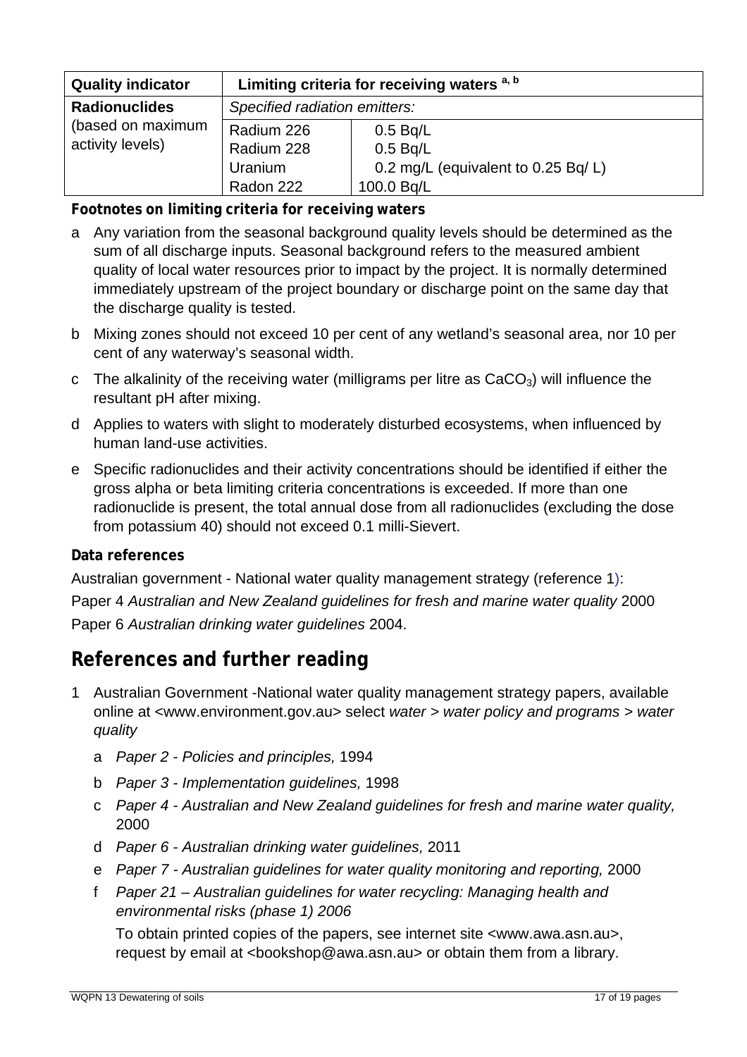| Quality indicator | Limiting criteria for receiving waters [a, b] | |
|---|---|---|
| **Radionuclides** (based on maximum activity levels) | *Specified radiation emitters:* | |
| | Radium 226 | 0.5 Bq/L |
| | Radium 228 | 0.5 Bq/L |
| | Uranium | 0.2 mg/L (equivalent to 0.25 Bq/ L) |
| | Radon 222 | 100.0 Bq/L |

**Footnotes on limiting criteria for receiving waters**

a Any variation from the seasonal background quality levels should be determined as the sum of all discharge inputs. Seasonal background refers to the measured ambient quality of local water resources prior to impact by the project. It is normally determined immediately upstream of the project boundary or discharge point on the same day that the discharge quality is tested.

b Mixing zones should not exceed 10 per cent of any wetland's seasonal area, nor 10 per cent of any waterway's seasonal width.

c The alkalinity of the receiving water (milligrams per litre as $CaCO_3$) will influence the resultant pH after mixing.

d Applies to waters with slight to moderately disturbed ecosystems, when influenced by human land-use activities.

e Specific radionuclides and their activity concentrations should be identified if either the gross alpha or beta limiting criteria concentrations is exceeded. If more than one radionuclide is present, the total annual dose from all radionuclides (excluding the dose from potassium 40) should not exceed 0.1 milli-Sievert.

**Data references**

Australian government - National water quality management strategy (reference 1):

Paper 4 *Australian and New Zealand guidelines for fresh and marine water quality* 2000

Paper 6 *Australian drinking water guidelines* 2004.

## References and further reading

1 Australian Government -National water quality management strategy papers, available online at <www.environment.gov.au> select *water > water policy and programs > water quality*

   a *Paper 2 - Policies and principles,* 1994

   b *Paper 3 - Implementation guidelines,* 1998

   c *Paper 4 - Australian and New Zealand guidelines for fresh and marine water quality,* 2000

   d *Paper 6 - Australian drinking water guidelines,* 2011

   e *Paper 7 - Australian guidelines for water quality monitoring and reporting,* 2000

   f *Paper 21 – Australian guidelines for water recycling: Managing health and environmental risks (phase 1) 2006*

   To obtain printed copies of the papers, see internet site <www.awa.asn.au>, request by email at <bookshop@awa.asn.au> or obtain them from a library.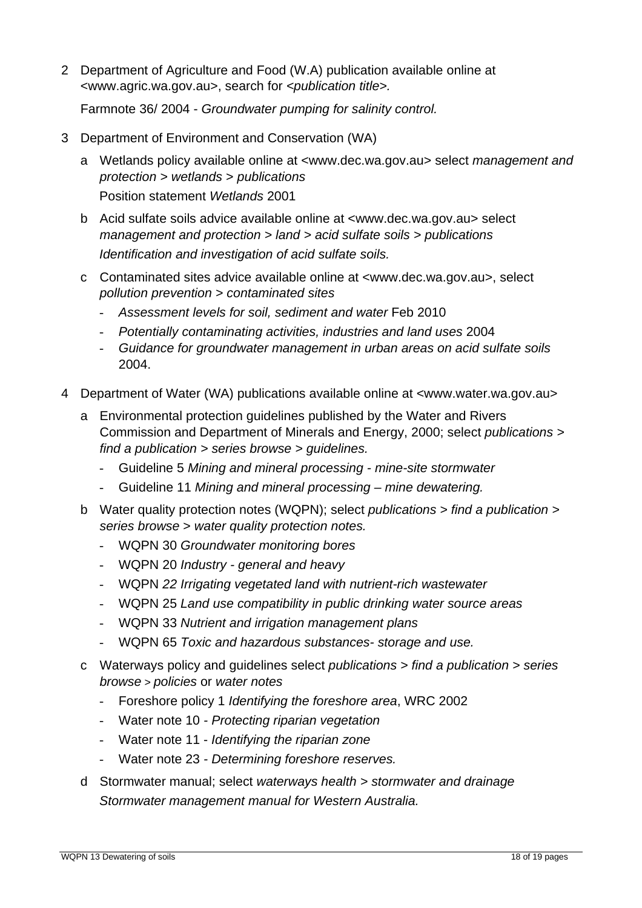2 Department of Agriculture and Food (W.A) publication available online at <www.agric.wa.gov.au>, search for *<publication title>.*

   Farmnote 36/ 2004 - *Groundwater pumping for salinity control.*

3 Department of Environment and Conservation (WA)

   a Wetlands policy available online at <www.dec.wa.gov.au> select *management and protection > wetlands > publications*

      Position statement *Wetlands* 2001

   b Acid sulfate soils advice available online at <www.dec.wa.gov.au> select *management and protection > land > acid sulfate soils > publications*

      *Identification and investigation of acid sulfate soils.*

   c Contaminated sites advice available online at <www.dec.wa.gov.au>, select *pollution prevention > contaminated sites*

      - *Assessment levels for soil, sediment and water* Feb 2010
      - *Potentially contaminating activities, industries and land uses* 2004
      - *Guidance for groundwater management in urban areas on acid sulfate soils* 2004.

4 Department of Water (WA) publications available online at <www.water.wa.gov.au>

   a Environmental protection guidelines published by the Water and Rivers Commission and Department of Minerals and Energy, 2000; select *publications > find a publication > series browse > guidelines.*

      - Guideline 5 *Mining and mineral processing - mine-site stormwater*
      - Guideline 11 *Mining and mineral processing – mine dewatering.*

   b Water quality protection notes (WQPN); select *publications > find a publication > series browse > water quality protection notes.*

      - WQPN 30 *Groundwater monitoring bores*
      - WQPN 20 *Industry - general and heavy*
      - WQPN *22 Irrigating vegetated land with nutrient-rich wastewater*
      - WQPN 25 *Land use compatibility in public drinking water source areas*
      - WQPN 33 *Nutrient and irrigation management plans*
      - WQPN 65 *Toxic and hazardous substances- storage and use.*

   c Waterways policy and guidelines select *publications > find a publication > series browse > policies* or *water notes*

      - Foreshore policy 1 *Identifying the foreshore area*, WRC 2002
      - Water note 10 - *Protecting riparian vegetation*
      - Water note 11 - *Identifying the riparian zone*
      - Water note 23 - *Determining foreshore reserves.*

   d Stormwater manual; select *waterways health > stormwater and drainage*

      *Stormwater management manual for Western Australia.*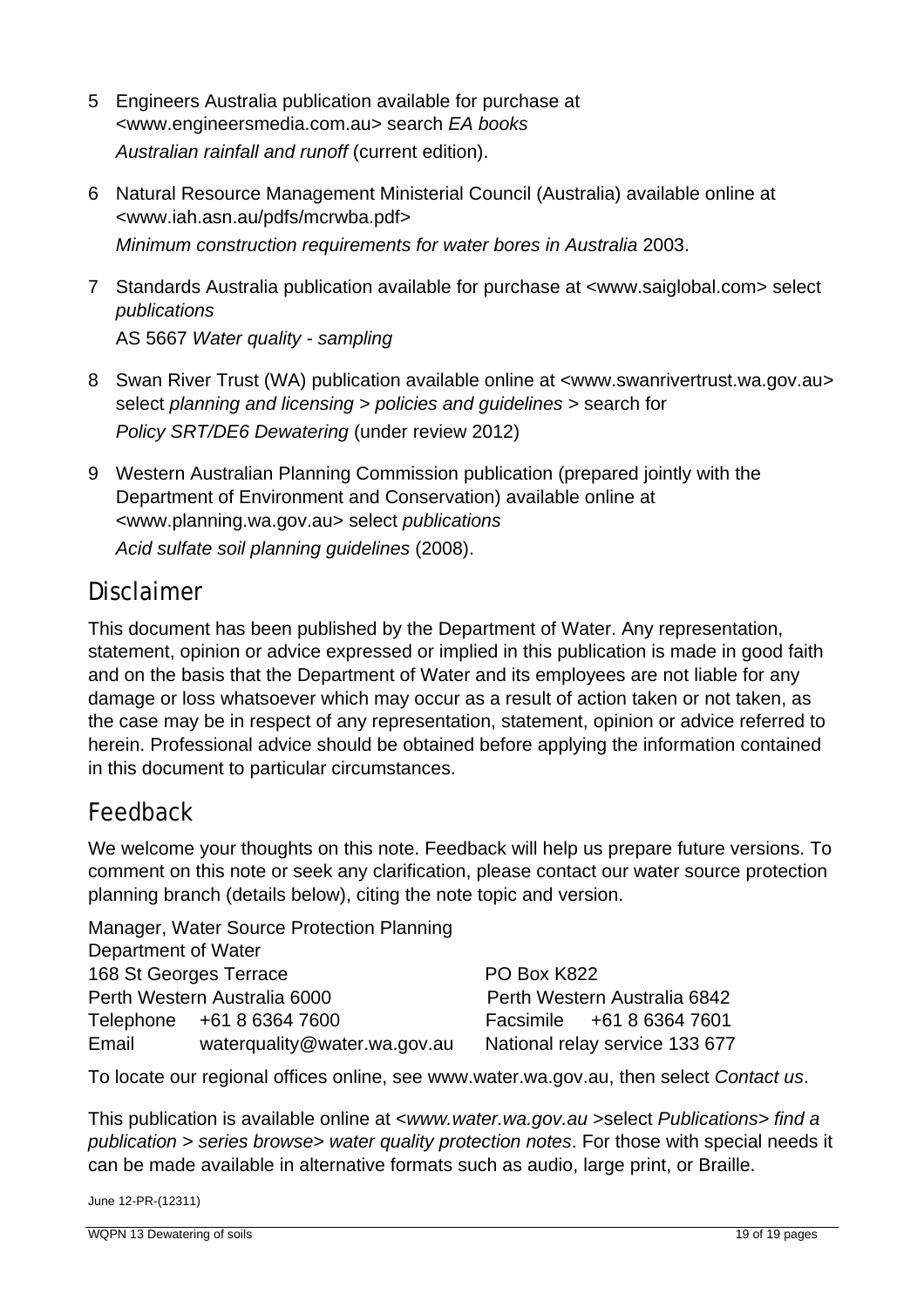5 Engineers Australia publication available for purchase at <www.engineersmedia.com.au> search *EA books*
   *Australian rainfall and runoff* (current edition).

6 Natural Resource Management Ministerial Council (Australia) available online at <www.iah.asn.au/pdfs/mcrwba.pdf>
   *Minimum construction requirements for water bores in Australia* 2003.

7 Standards Australia publication available for purchase at <www.saiglobal.com> select *publications*
   AS 5667 *Water quality - sampling*

8 Swan River Trust (WA) publication available online at <www.swanrivertrust.wa.gov.au> select *planning and licensing > policies and guidelines >* search for
   *Policy SRT/DE6 Dewatering* (under review 2012)

9 Western Australian Planning Commission publication (prepared jointly with the Department of Environment and Conservation) available online at <www.planning.wa.gov.au> select *publications*
   *Acid sulfate soil planning guidelines* (2008).

## Disclaimer

This document has been published by the Department of Water. Any representation, statement, opinion or advice expressed or implied in this publication is made in good faith and on the basis that the Department of Water and its employees are not liable for any damage or loss whatsoever which may occur as a result of action taken or not taken, as the case may be in respect of any representation, statement, opinion or advice referred to herein. Professional advice should be obtained before applying the information contained in this document to particular circumstances.

## Feedback

We welcome your thoughts on this note. Feedback will help us prepare future versions. To comment on this note or seek any clarification, please contact our water source protection planning branch (details below), citing the note topic and version.

Manager, Water Source Protection Planning
Department of Water

| | |
|---|---|
| 168 St Georges Terrace | PO Box K822 |
| Perth Western Australia 6000 | Perth Western Australia 6842 |
| Telephone +61 8 6364 7600 | Facsimile +61 8 6364 7601 |
| Email waterquality@water.wa.gov.au | National relay service 133 677 |

To locate our regional offices online, see www.water.wa.gov.au, then select *Contact us*.

This publication is available online at <*www.water.wa.gov.au* >select *Publications> find a publication > series browse> water quality protection notes*. For those with special needs it can be made available in alternative formats such as audio, large print, or Braille.

June 12-PR-(12311)